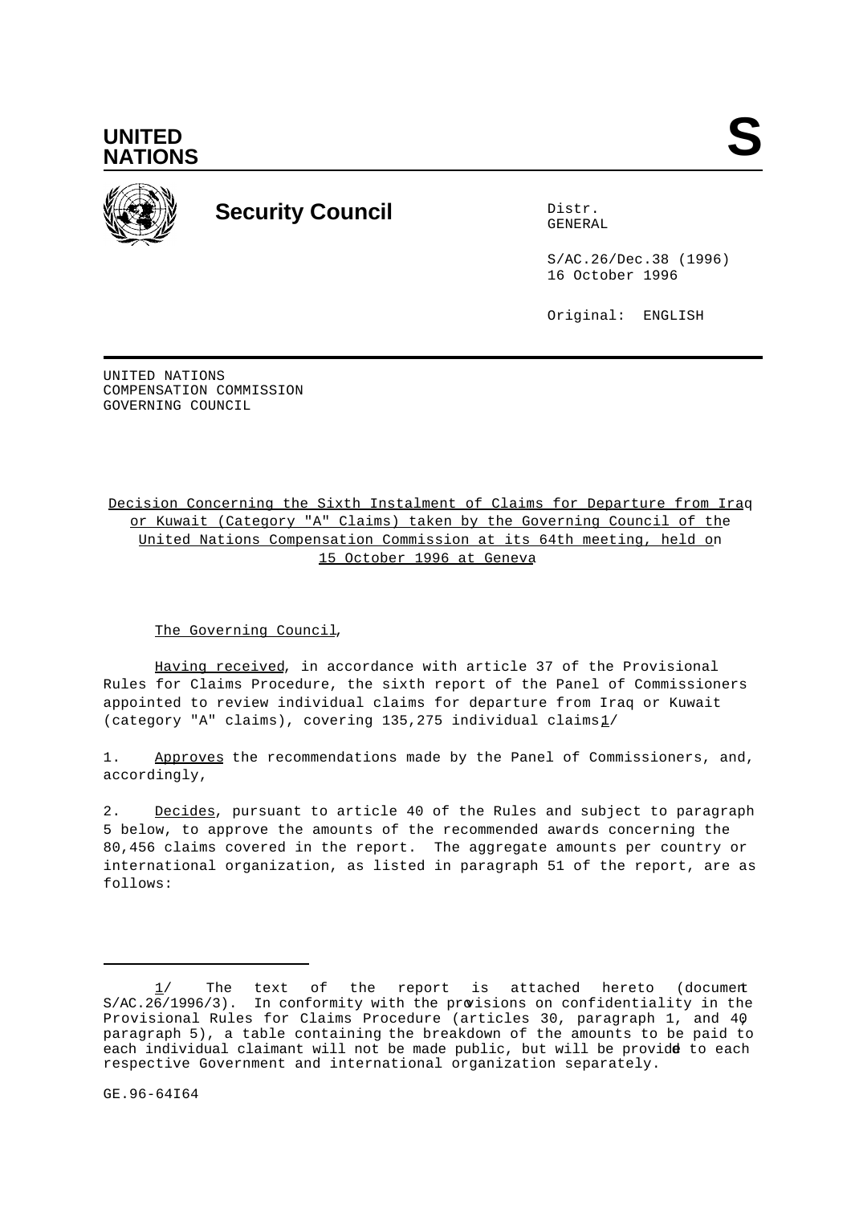**UNITED NATIONS**

**S**

**Security Council**

Distr.
GENERAL

S/AC.26/Dec.38 (1996)
16 October 1996

Original: ENGLISH

UNITED NATIONS
COMPENSATION COMMISSION
GOVERNING COUNCIL

Decision Concerning the Sixth Instalment of Claims for Departure from Iraq or Kuwait (Category "A" Claims) taken by the Governing Council of the United Nations Compensation Commission at its 64th meeting, held on 15 October 1996 at Geneva

The Governing Council,

Having received, in accordance with article 37 of the Provisional Rules for Claims Procedure, the sixth report of the Panel of Commissioners appointed to review individual claims for departure from Iraq or Kuwait (category "A" claims), covering 135,275 individual claims[1]

1. Approves the recommendations made by the Panel of Commissioners, and, accordingly,

2. Decides, pursuant to article 40 of the Rules and subject to paragraph 5 below, to approve the amounts of the recommended awards concerning the 80,456 claims covered in the report. The aggregate amounts per country or international organization, as listed in paragraph 51 of the report, are as follows:

---

1/ The text of the report is attached hereto (document S/AC.26/1996/3). In conformity with the provisions on confidentiality in the Provisional Rules for Claims Procedure (articles 30, paragraph 1, and 40, paragraph 5), a table containing the breakdown of the amounts to be paid to each individual claimant will not be made public, but will be provided to each respective Government and international organization separately.

GE.96-64I64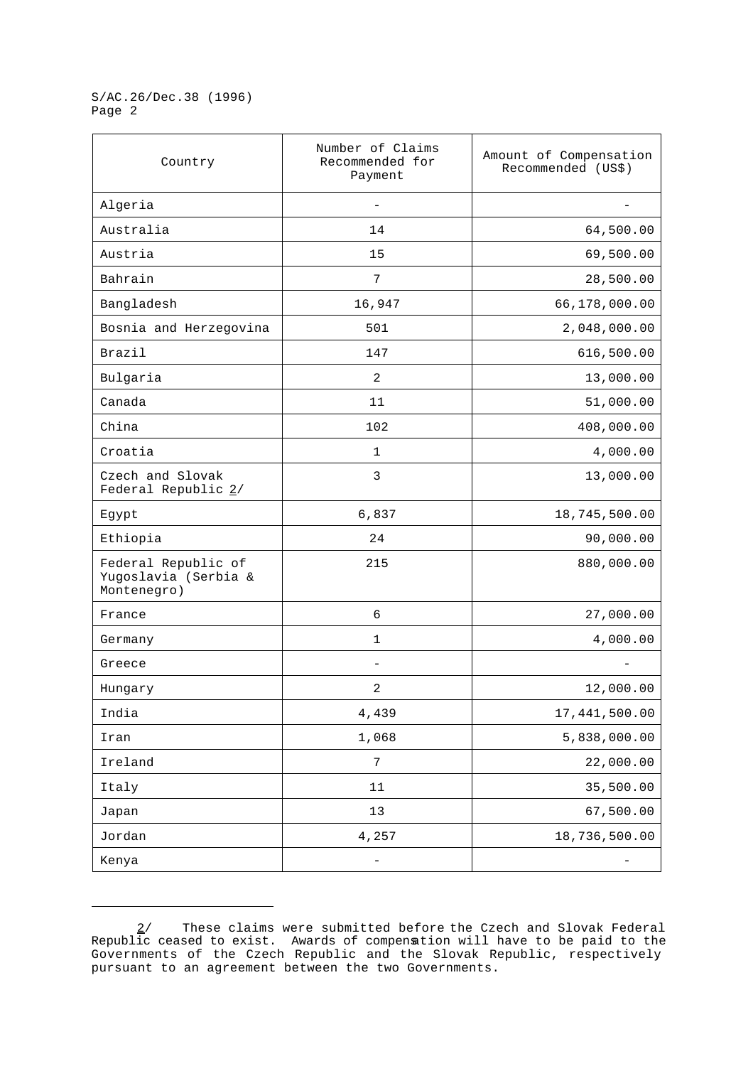| Country | Number of Claims Recommended for Payment | Amount of Compensation Recommended (US$) |
|---|---|---|
| Algeria | - | - |
| Australia | 14 | 64,500.00 |
| Austria | 15 | 69,500.00 |
| Bahrain | 7 | 28,500.00 |
| Bangladesh | 16,947 | 66,178,000.00 |
| Bosnia and Herzegovina | 501 | 2,048,000.00 |
| Brazil | 147 | 616,500.00 |
| Bulgaria | 2 | 13,000.00 |
| Canada | 11 | 51,000.00 |
| China | 102 | 408,000.00 |
| Croatia | 1 | 4,000.00 |
| Czech and Slovak Federal Republic 2/ | 3 | 13,000.00 |
| Egypt | 6,837 | 18,745,500.00 |
| Ethiopia | 24 | 90,000.00 |
| Federal Republic of Yugoslavia (Serbia & Montenegro) | 215 | 880,000.00 |
| France | 6 | 27,000.00 |
| Germany | 1 | 4,000.00 |
| Greece | - | - |
| Hungary | 2 | 12,000.00 |
| India | 4,439 | 17,441,500.00 |
| Iran | 1,068 | 5,838,000.00 |
| Ireland | 7 | 22,000.00 |
| Italy | 11 | 35,500.00 |
| Japan | 13 | 67,500.00 |
| Jordan | 4,257 | 18,736,500.00 |
| Kenya | - | - |

---

2/ These claims were submitted before the Czech and Slovak Federal Republic ceased to exist. Awards of compensation will have to be paid to the Governments of the Czech Republic and the Slovak Republic, respectively pursuant to an agreement between the two Governments.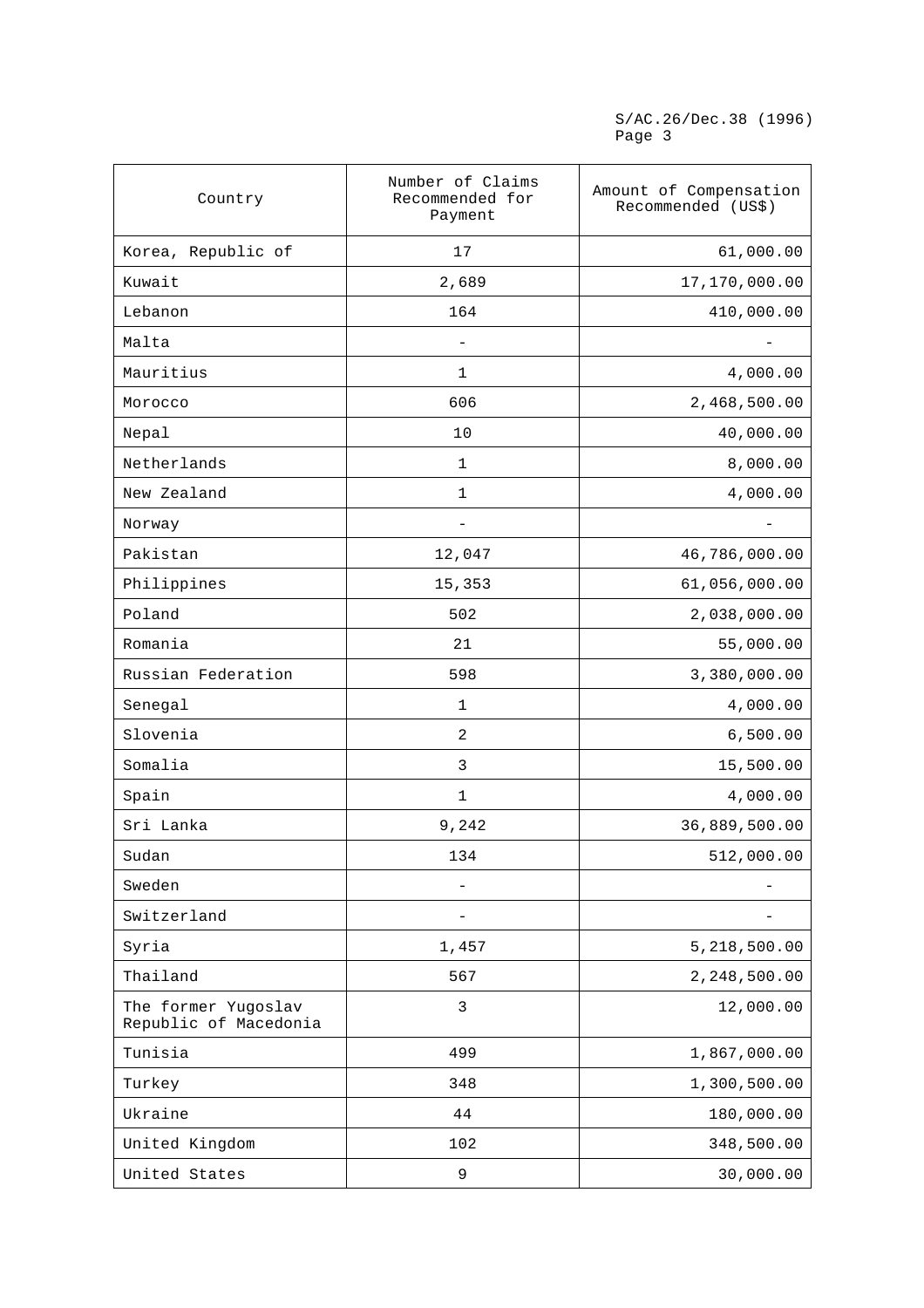| Country | Number of Claims Recommended for Payment | Amount of Compensation Recommended (US$) |
|---|---|---|
| Korea, Republic of | 17 | 61,000.00 |
| Kuwait | 2,689 | 17,170,000.00 |
| Lebanon | 164 | 410,000.00 |
| Malta | - | - |
| Mauritius | 1 | 4,000.00 |
| Morocco | 606 | 2,468,500.00 |
| Nepal | 10 | 40,000.00 |
| Netherlands | 1 | 8,000.00 |
| New Zealand | 1 | 4,000.00 |
| Norway | - | - |
| Pakistan | 12,047 | 46,786,000.00 |
| Philippines | 15,353 | 61,056,000.00 |
| Poland | 502 | 2,038,000.00 |
| Romania | 21 | 55,000.00 |
| Russian Federation | 598 | 3,380,000.00 |
| Senegal | 1 | 4,000.00 |
| Slovenia | 2 | 6,500.00 |
| Somalia | 3 | 15,500.00 |
| Spain | 1 | 4,000.00 |
| Sri Lanka | 9,242 | 36,889,500.00 |
| Sudan | 134 | 512,000.00 |
| Sweden | - | - |
| Switzerland | - | - |
| Syria | 1,457 | 5,218,500.00 |
| Thailand | 567 | 2,248,500.00 |
| The former Yugoslav Republic of Macedonia | 3 | 12,000.00 |
| Tunisia | 499 | 1,867,000.00 |
| Turkey | 348 | 1,300,500.00 |
| Ukraine | 44 | 180,000.00 |
| United Kingdom | 102 | 348,500.00 |
| United States | 9 | 30,000.00 |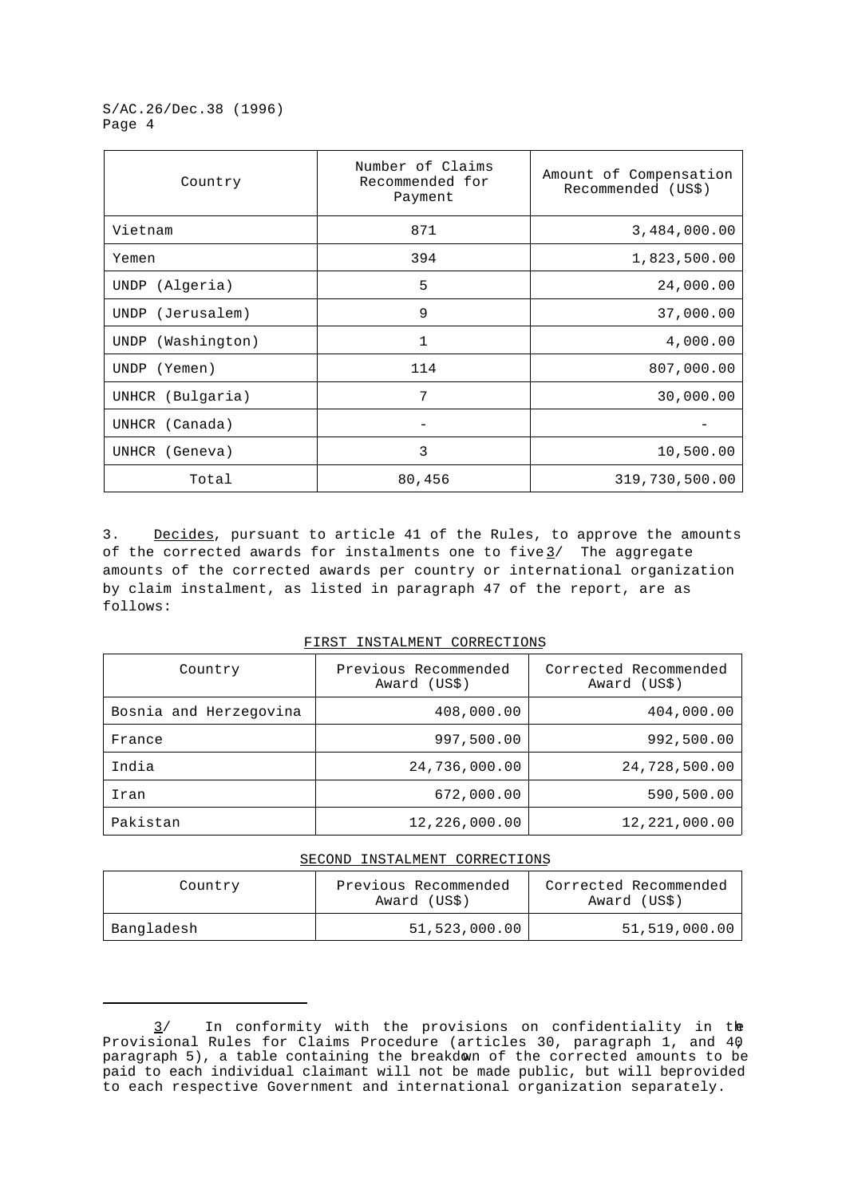| Country | Number of Claims Recommended for Payment | Amount of Compensation Recommended (US$) |
|---|---|---|
| Vietnam | 871 | 3,484,000.00 |
| Yemen | 394 | 1,823,500.00 |
| UNDP (Algeria) | 5 | 24,000.00 |
| UNDP (Jerusalem) | 9 | 37,000.00 |
| UNDP (Washington) | 1 | 4,000.00 |
| UNDP (Yemen) | 114 | 807,000.00 |
| UNHCR (Bulgaria) | 7 | 30,000.00 |
| UNHCR (Canada) | - | - |
| UNHCR (Geneva) | 3 | 10,500.00 |
| Total | 80,456 | 319,730,500.00 |

3. Decides, pursuant to article 41 of the Rules, to approve the amounts of the corrected awards for instalments one to five 3/ The aggregate amounts of the corrected awards per country or international organization by claim instalment, as listed in paragraph 47 of the report, are as follows:

FIRST INSTALMENT CORRECTIONS

| Country | Previous Recommended Award (US$) | Corrected Recommended Award (US$) |
|---|---|---|
| Bosnia and Herzegovina | 408,000.00 | 404,000.00 |
| France | 997,500.00 | 992,500.00 |
| India | 24,736,000.00 | 24,728,500.00 |
| Iran | 672,000.00 | 590,500.00 |
| Pakistan | 12,226,000.00 | 12,221,000.00 |

SECOND INSTALMENT CORRECTIONS

| Country | Previous Recommended Award (US$) | Corrected Recommended Award (US$) |
|---|---|---|
| Bangladesh | 51,523,000.00 | 51,519,000.00 |

---

3/ In conformity with the provisions on confidentiality in the Provisional Rules for Claims Procedure (articles 30, paragraph 1, and 40, paragraph 5), a table containing the breakdown of the corrected amounts to be paid to each individual claimant will not be made public, but will be provided to each respective Government and international organization separately.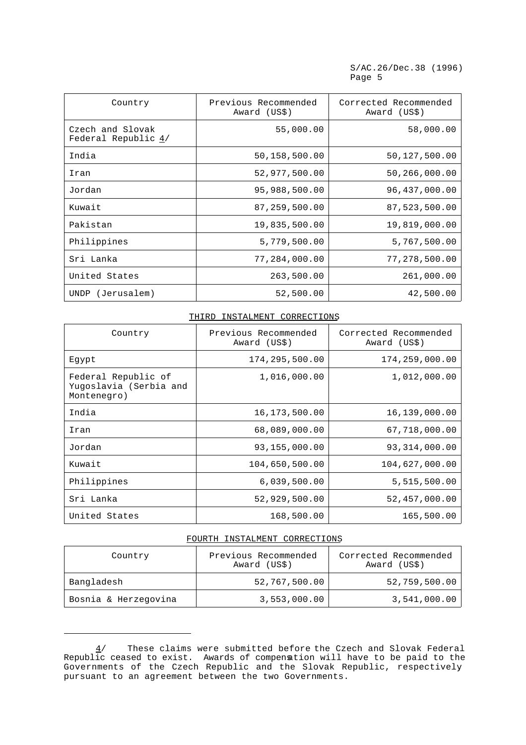| Country | Previous Recommended Award (US$) | Corrected Recommended Award (US$) |
|---|---|---|
| Czech and Slovak Federal Republic 4/ | 55,000.00 | 58,000.00 |
| India | 50,158,500.00 | 50,127,500.00 |
| Iran | 52,977,500.00 | 50,266,000.00 |
| Jordan | 95,988,500.00 | 96,437,000.00 |
| Kuwait | 87,259,500.00 | 87,523,500.00 |
| Pakistan | 19,835,500.00 | 19,819,000.00 |
| Philippines | 5,779,500.00 | 5,767,500.00 |
| Sri Lanka | 77,284,000.00 | 77,278,500.00 |
| United States | 263,500.00 | 261,000.00 |
| UNDP (Jerusalem) | 52,500.00 | 42,500.00 |

THIRD INSTALMENT CORRECTIONS

| Country | Previous Recommended Award (US$) | Corrected Recommended Award (US$) |
|---|---|---|
| Egypt | 174,295,500.00 | 174,259,000.00 |
| Federal Republic of Yugoslavia (Serbia and Montenegro) | 1,016,000.00 | 1,012,000.00 |
| India | 16,173,500.00 | 16,139,000.00 |
| Iran | 68,089,000.00 | 67,718,000.00 |
| Jordan | 93,155,000.00 | 93,314,000.00 |
| Kuwait | 104,650,500.00 | 104,627,000.00 |
| Philippines | 6,039,500.00 | 5,515,500.00 |
| Sri Lanka | 52,929,500.00 | 52,457,000.00 |
| United States | 168,500.00 | 165,500.00 |

FOURTH INSTALMENT CORRECTIONS

| Country | Previous Recommended Award (US$) | Corrected Recommended Award (US$) |
|---|---|---|
| Bangladesh | 52,767,500.00 | 52,759,500.00 |
| Bosnia & Herzegovina | 3,553,000.00 | 3,541,000.00 |

---

4/ These claims were submitted before the Czech and Slovak Federal Republic ceased to exist. Awards of compensation will have to be paid to the Governments of the Czech Republic and the Slovak Republic, respectively pursuant to an agreement between the two Governments.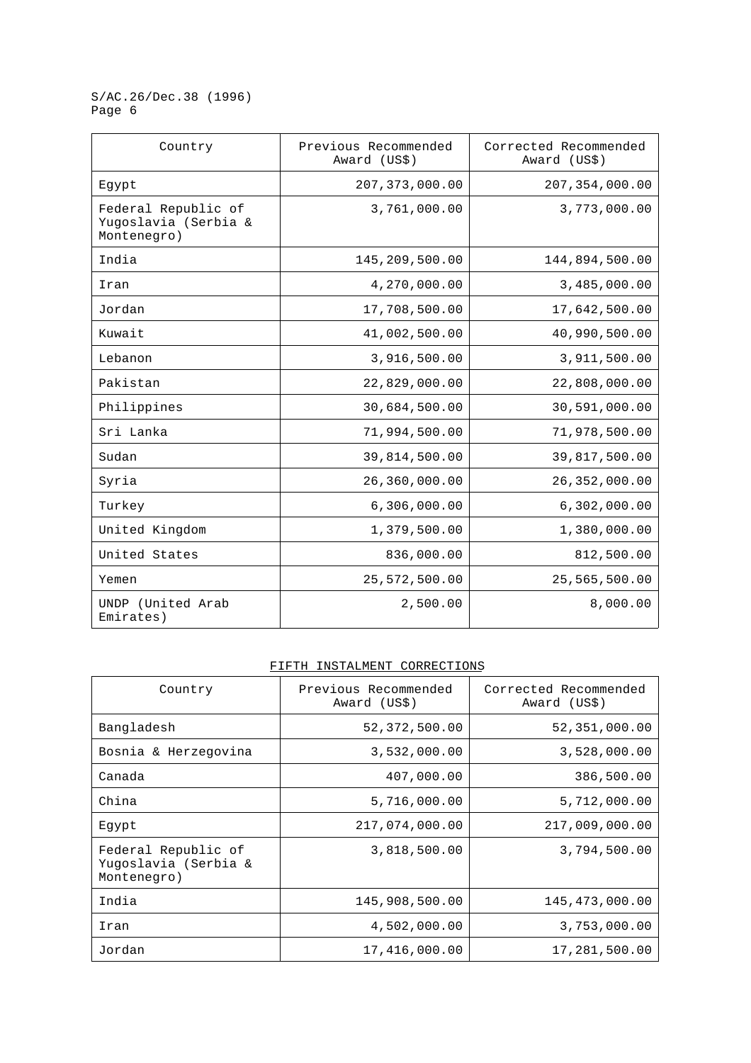| Country | Previous Recommended Award (US$) | Corrected Recommended Award (US$) |
|---|---|---|
| Egypt | 207,373,000.00 | 207,354,000.00 |
| Federal Republic of Yugoslavia (Serbia & Montenegro) | 3,761,000.00 | 3,773,000.00 |
| India | 145,209,500.00 | 144,894,500.00 |
| Iran | 4,270,000.00 | 3,485,000.00 |
| Jordan | 17,708,500.00 | 17,642,500.00 |
| Kuwait | 41,002,500.00 | 40,990,500.00 |
| Lebanon | 3,916,500.00 | 3,911,500.00 |
| Pakistan | 22,829,000.00 | 22,808,000.00 |
| Philippines | 30,684,500.00 | 30,591,000.00 |
| Sri Lanka | 71,994,500.00 | 71,978,500.00 |
| Sudan | 39,814,500.00 | 39,817,500.00 |
| Syria | 26,360,000.00 | 26,352,000.00 |
| Turkey | 6,306,000.00 | 6,302,000.00 |
| United Kingdom | 1,379,500.00 | 1,380,000.00 |
| United States | 836,000.00 | 812,500.00 |
| Yemen | 25,572,500.00 | 25,565,500.00 |
| UNDP (United Arab Emirates) | 2,500.00 | 8,000.00 |

FIFTH INSTALMENT CORRECTIONS

| Country | Previous Recommended Award (US$) | Corrected Recommended Award (US$) |
|---|---|---|
| Bangladesh | 52,372,500.00 | 52,351,000.00 |
| Bosnia & Herzegovina | 3,532,000.00 | 3,528,000.00 |
| Canada | 407,000.00 | 386,500.00 |
| China | 5,716,000.00 | 5,712,000.00 |
| Egypt | 217,074,000.00 | 217,009,000.00 |
| Federal Republic of Yugoslavia (Serbia & Montenegro) | 3,818,500.00 | 3,794,500.00 |
| India | 145,908,500.00 | 145,473,000.00 |
| Iran | 4,502,000.00 | 3,753,000.00 |
| Jordan | 17,416,000.00 | 17,281,500.00 |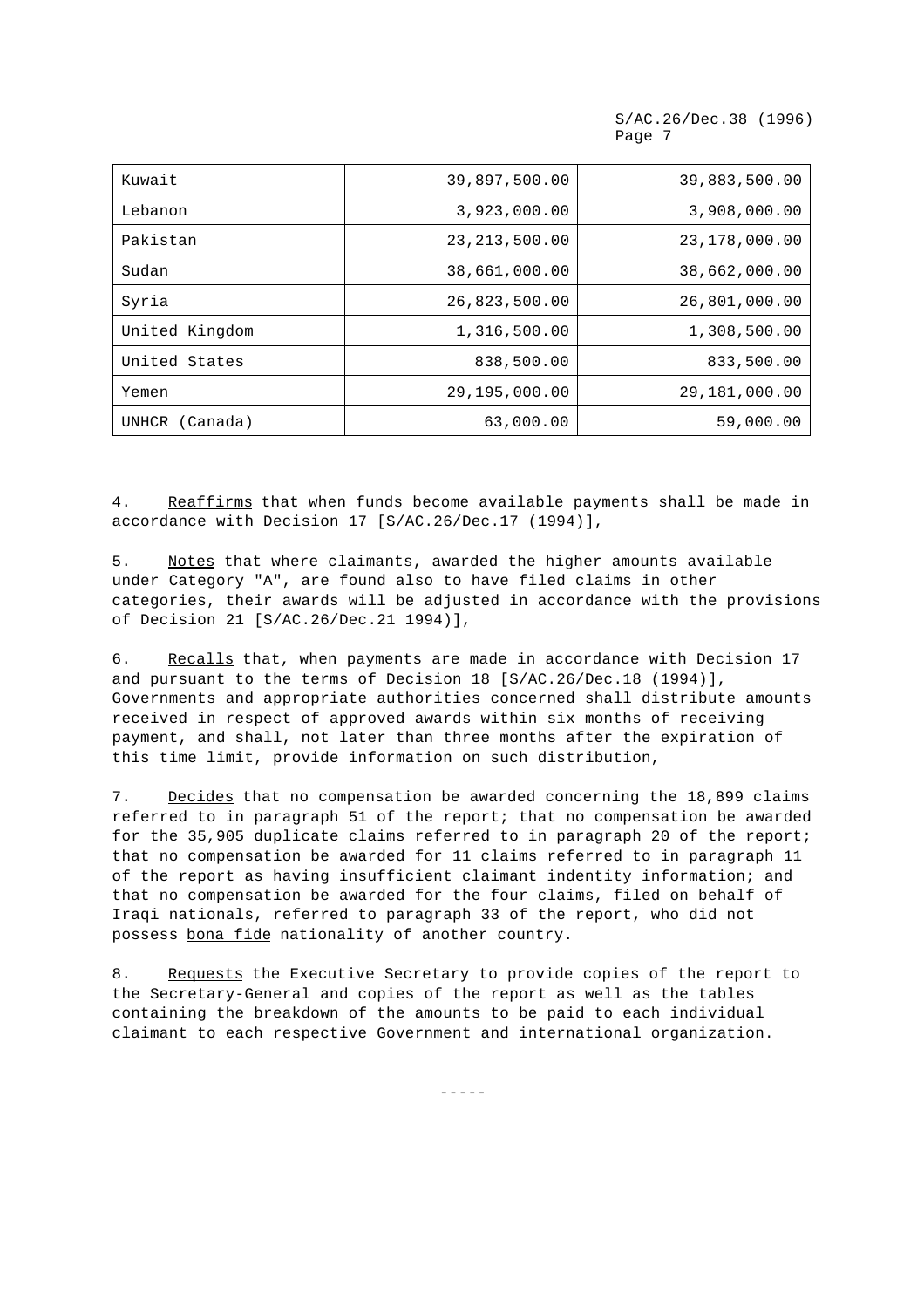| | | |
|---|---|---|
| Kuwait | 39,897,500.00 | 39,883,500.00 |
| Lebanon | 3,923,000.00 | 3,908,000.00 |
| Pakistan | 23,213,500.00 | 23,178,000.00 |
| Sudan | 38,661,000.00 | 38,662,000.00 |
| Syria | 26,823,500.00 | 26,801,000.00 |
| United Kingdom | 1,316,500.00 | 1,308,500.00 |
| United States | 838,500.00 | 833,500.00 |
| Yemen | 29,195,000.00 | 29,181,000.00 |
| UNHCR (Canada) | 63,000.00 | 59,000.00 |

4. Reaffirms that when funds become available payments shall be made in accordance with Decision 17 [S/AC.26/Dec.17 (1994)],

5. Notes that where claimants, awarded the higher amounts available under Category "A", are found also to have filed claims in other categories, their awards will be adjusted in accordance with the provisions of Decision 21 [S/AC.26/Dec.21 1994)],

6. Recalls that, when payments are made in accordance with Decision 17 and pursuant to the terms of Decision 18 [S/AC.26/Dec.18 (1994)], Governments and appropriate authorities concerned shall distribute amounts received in respect of approved awards within six months of receiving payment, and shall, not later than three months after the expiration of this time limit, provide information on such distribution,

7. Decides that no compensation be awarded concerning the 18,899 claims referred to in paragraph 51 of the report; that no compensation be awarded for the 35,905 duplicate claims referred to in paragraph 20 of the report; that no compensation be awarded for 11 claims referred to in paragraph 11 of the report as having insufficient claimant indentity information; and that no compensation be awarded for the four claims, filed on behalf of Iraqi nationals, referred to paragraph 33 of the report, who did not possess bona fide nationality of another country.

8. Requests the Executive Secretary to provide copies of the report to the Secretary-General and copies of the report as well as the tables containing the breakdown of the amounts to be paid to each individual claimant to each respective Government and international organization.

-----